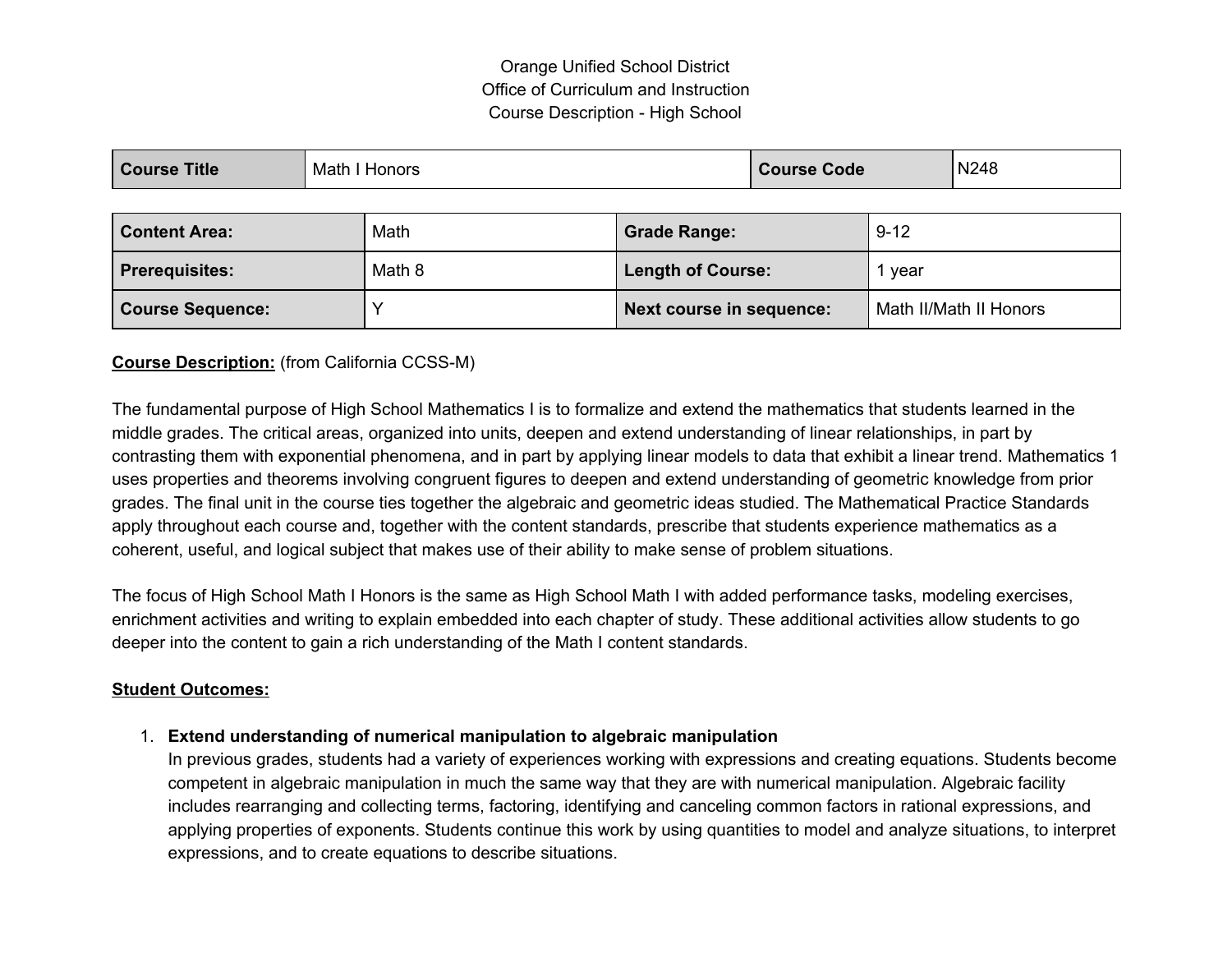Orange Unified School District
Office of Curriculum and Instruction
Course Description - High School

| **Course Title** | Math I Honors | **Course Code** | N248 |
|---|---|---|---|

| **Content Area:** | Math | **Grade Range:** | 9-12 |
|---|---|---|---|
| **Prerequisites:** | Math 8 | **Length of Course:** | 1 year |
| **Course Sequence:** | Y | **Next course in sequence:** | Math II/Math II Honors |

**<u>Course Description:</u>** (from California CCSS-M)

The fundamental purpose of High School Mathematics I is to formalize and extend the mathematics that students learned in the middle grades. The critical areas, organized into units, deepen and extend understanding of linear relationships, in part by contrasting them with exponential phenomena, and in part by applying linear models to data that exhibit a linear trend. Mathematics 1 uses properties and theorems involving congruent figures to deepen and extend understanding of geometric knowledge from prior grades. The final unit in the course ties together the algebraic and geometric ideas studied. The Mathematical Practice Standards apply throughout each course and, together with the content standards, prescribe that students experience mathematics as a coherent, useful, and logical subject that makes use of their ability to make sense of problem situations.

The focus of High School Math I Honors is the same as High School Math I with added performance tasks, modeling exercises, enrichment activities and writing to explain embedded into each chapter of study. These additional activities allow students to go deeper into the content to gain a rich understanding of the Math I content standards.

**<u>Student Outcomes:</u>**

1. **Extend understanding of numerical manipulation to algebraic manipulation**
   In previous grades, students had a variety of experiences working with expressions and creating equations. Students become competent in algebraic manipulation in much the same way that they are with numerical manipulation. Algebraic facility includes rearranging and collecting terms, factoring, identifying and canceling common factors in rational expressions, and applying properties of exponents. Students continue this work by using quantities to model and analyze situations, to interpret expressions, and to create equations to describe situations.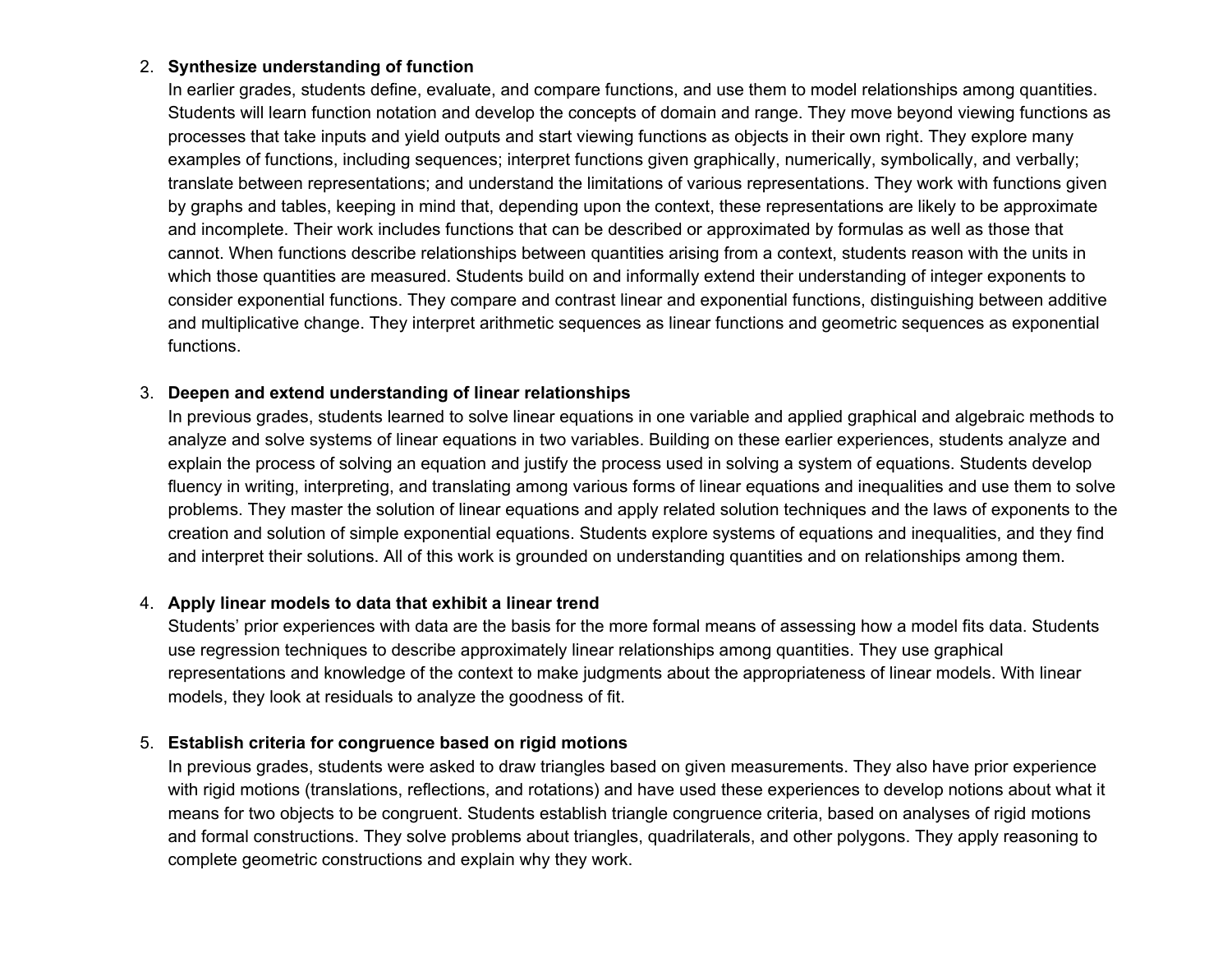2. **Synthesize understanding of function**
   In earlier grades, students define, evaluate, and compare functions, and use them to model relationships among quantities. Students will learn function notation and develop the concepts of domain and range. They move beyond viewing functions as processes that take inputs and yield outputs and start viewing functions as objects in their own right. They explore many examples of functions, including sequences; interpret functions given graphically, numerically, symbolically, and verbally; translate between representations; and understand the limitations of various representations. They work with functions given by graphs and tables, keeping in mind that, depending upon the context, these representations are likely to be approximate and incomplete. Their work includes functions that can be described or approximated by formulas as well as those that cannot. When functions describe relationships between quantities arising from a context, students reason with the units in which those quantities are measured. Students build on and informally extend their understanding of integer exponents to consider exponential functions. They compare and contrast linear and exponential functions, distinguishing between additive and multiplicative change. They interpret arithmetic sequences as linear functions and geometric sequences as exponential functions.

3. **Deepen and extend understanding of linear relationships**
   In previous grades, students learned to solve linear equations in one variable and applied graphical and algebraic methods to analyze and solve systems of linear equations in two variables. Building on these earlier experiences, students analyze and explain the process of solving an equation and justify the process used in solving a system of equations. Students develop fluency in writing, interpreting, and translating among various forms of linear equations and inequalities and use them to solve problems. They master the solution of linear equations and apply related solution techniques and the laws of exponents to the creation and solution of simple exponential equations. Students explore systems of equations and inequalities, and they find and interpret their solutions. All of this work is grounded on understanding quantities and on relationships among them.

4. **Apply linear models to data that exhibit a linear trend**
   Students' prior experiences with data are the basis for the more formal means of assessing how a model fits data. Students use regression techniques to describe approximately linear relationships among quantities. They use graphical representations and knowledge of the context to make judgments about the appropriateness of linear models. With linear models, they look at residuals to analyze the goodness of fit.

5. **Establish criteria for congruence based on rigid motions**
   In previous grades, students were asked to draw triangles based on given measurements. They also have prior experience with rigid motions (translations, reflections, and rotations) and have used these experiences to develop notions about what it means for two objects to be congruent. Students establish triangle congruence criteria, based on analyses of rigid motions and formal constructions. They solve problems about triangles, quadrilaterals, and other polygons. They apply reasoning to complete geometric constructions and explain why they work.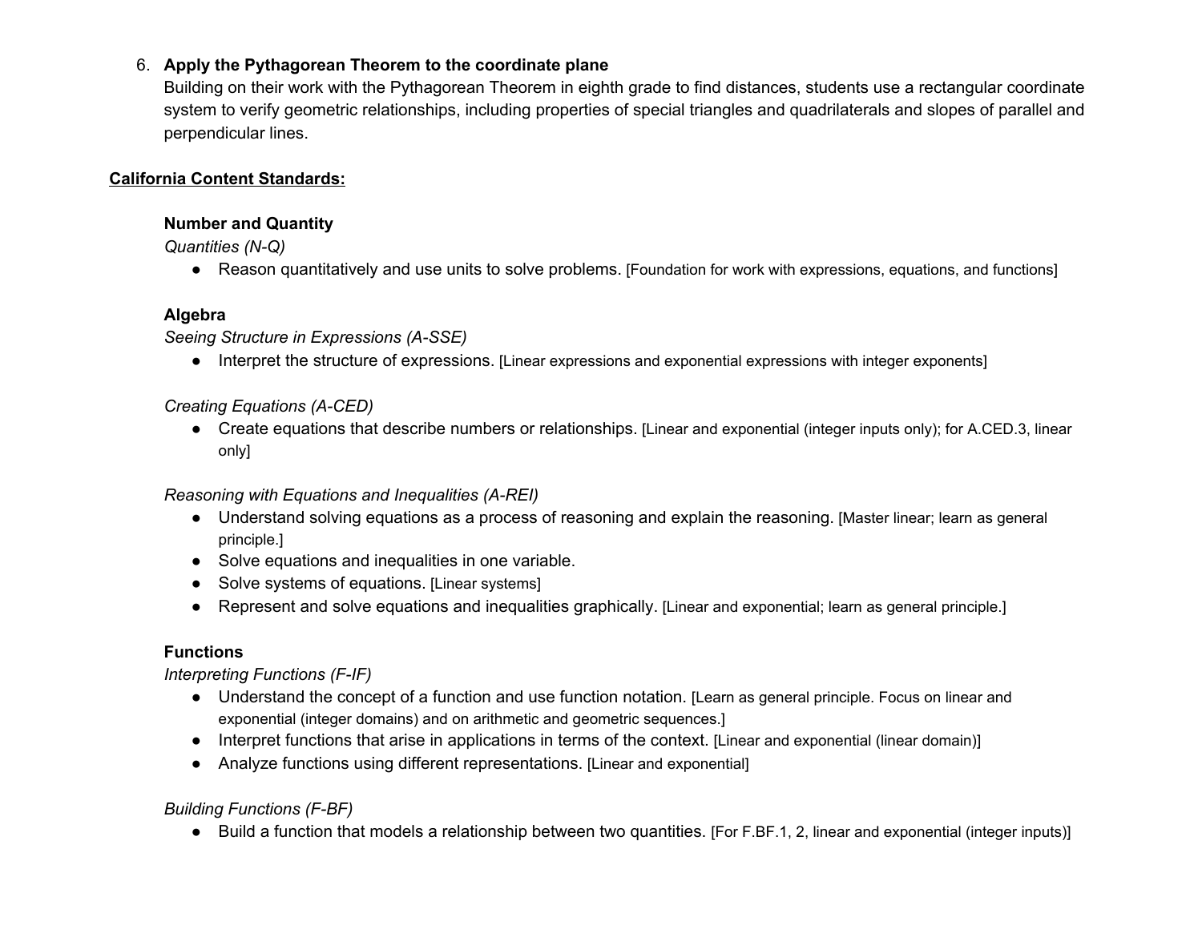6. **Apply the Pythagorean Theorem to the coordinate plane**
   Building on their work with the Pythagorean Theorem in eighth grade to find distances, students use a rectangular coordinate system to verify geometric relationships, including properties of special triangles and quadrilaterals and slopes of parallel and perpendicular lines.

**California Content Standards:**

**Number and Quantity**

*Quantities (N-Q)*

- Reason quantitatively and use units to solve problems. [Foundation for work with expressions, equations, and functions]

**Algebra**

*Seeing Structure in Expressions (A-SSE)*

- Interpret the structure of expressions. [Linear expressions and exponential expressions with integer exponents]

*Creating Equations (A-CED)*

- Create equations that describe numbers or relationships. [Linear and exponential (integer inputs only); for A.CED.3, linear only]

*Reasoning with Equations and Inequalities (A-REI)*

- Understand solving equations as a process of reasoning and explain the reasoning. [Master linear; learn as general principle.]
- Solve equations and inequalities in one variable.
- Solve systems of equations. [Linear systems]
- Represent and solve equations and inequalities graphically. [Linear and exponential; learn as general principle.]

**Functions**

*Interpreting Functions (F-IF)*

- Understand the concept of a function and use function notation. [Learn as general principle. Focus on linear and exponential (integer domains) and on arithmetic and geometric sequences.]
- Interpret functions that arise in applications in terms of the context. [Linear and exponential (linear domain)]
- Analyze functions using different representations. [Linear and exponential]

*Building Functions (F-BF)*

- Build a function that models a relationship between two quantities. [For F.BF.1, 2, linear and exponential (integer inputs)]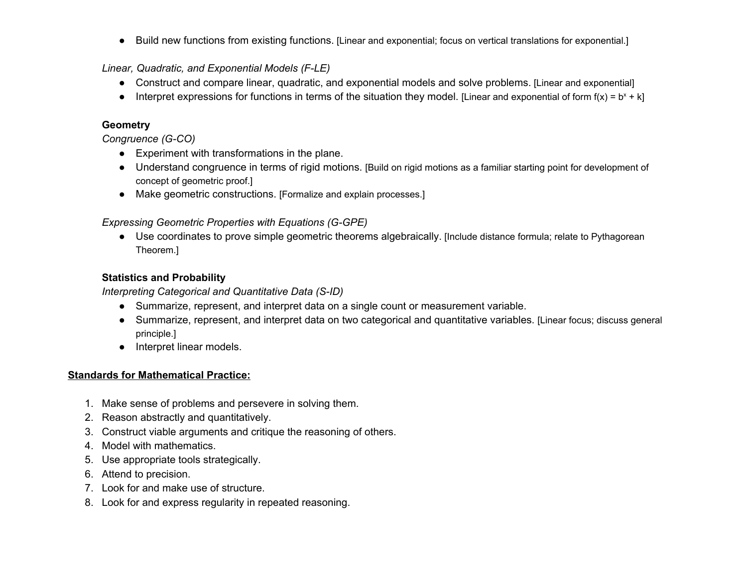- Build new functions from existing functions. [Linear and exponential; focus on vertical translations for exponential.]

*Linear, Quadratic, and Exponential Models (F-LE)*

- Construct and compare linear, quadratic, and exponential models and solve problems. [Linear and exponential]
- Interpret expressions for functions in terms of the situation they model. [Linear and exponential of form $f(x) = b^x + k$]

**Geometry**

*Congruence (G-CO)*

- Experiment with transformations in the plane.
- Understand congruence in terms of rigid motions. [Build on rigid motions as a familiar starting point for development of concept of geometric proof.]
- Make geometric constructions. [Formalize and explain processes.]

*Expressing Geometric Properties with Equations (G-GPE)*

- Use coordinates to prove simple geometric theorems algebraically. [Include distance formula; relate to Pythagorean Theorem.]

**Statistics and Probability**

*Interpreting Categorical and Quantitative Data (S-ID)*

- Summarize, represent, and interpret data on a single count or measurement variable.
- Summarize, represent, and interpret data on two categorical and quantitative variables. [Linear focus; discuss general principle.]
- Interpret linear models.

**<u>Standards for Mathematical Practice:</u>**

1. Make sense of problems and persevere in solving them.
2. Reason abstractly and quantitatively.
3. Construct viable arguments and critique the reasoning of others.
4. Model with mathematics.
5. Use appropriate tools strategically.
6. Attend to precision.
7. Look for and make use of structure.
8. Look for and express regularity in repeated reasoning.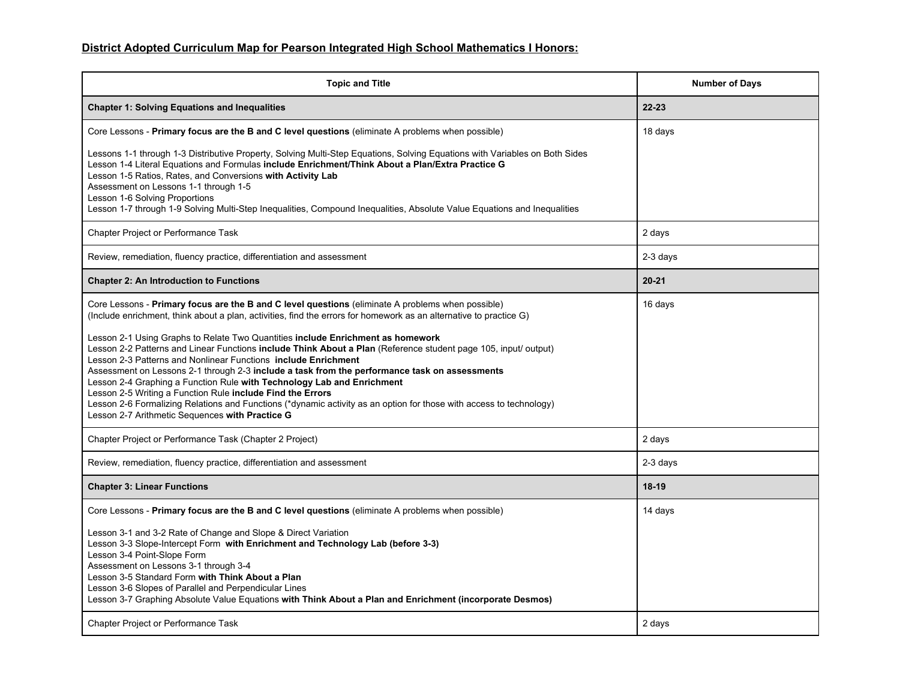**District Adopted Curriculum Map for Pearson Integrated High School Mathematics I Honors:**

| Topic and Title | Number of Days |
|---|---|
| **Chapter 1: Solving Equations and Inequalities** | **22-23** |
| Core Lessons - **Primary focus are the B and C level questions** (eliminate A problems when possible)<br><br>Lessons 1-1 through 1-3 Distributive Property, Solving Multi-Step Equations, Solving Equations with Variables on Both Sides<br>Lesson 1-4 Literal Equations and Formulas **include Enrichment/Think About a Plan/Extra Practice G**<br>Lesson 1-5 Ratios, Rates, and Conversions **with Activity Lab**<br>Assessment on Lessons 1-1 through 1-5<br>Lesson 1-6 Solving Proportions<br>Lesson 1-7 through 1-9 Solving Multi-Step Inequalities, Compound Inequalities, Absolute Value Equations and Inequalities | 18 days |
| Chapter Project or Performance Task | 2 days |
| Review, remediation, fluency practice, differentiation and assessment | 2-3 days |
| **Chapter 2: An Introduction to Functions** | **20-21** |
| Core Lessons - **Primary focus are the B and C level questions** (eliminate A problems when possible)<br>(Include enrichment, think about a plan, activities, find the errors for homework as an alternative to practice G)<br><br>Lesson 2-1 Using Graphs to Relate Two Quantities **include Enrichment as homework**<br>Lesson 2-2 Patterns and Linear Functions **include Think About a Plan** (Reference student page 105, input/ output)<br>Lesson 2-3 Patterns and Nonlinear Functions **include Enrichment**<br>Assessment on Lessons 2-1 through 2-3 **include a task from the performance task on assessments**<br>Lesson 2-4 Graphing a Function Rule **with Technology Lab and Enrichment**<br>Lesson 2-5 Writing a Function Rule **include Find the Errors**<br>Lesson 2-6 Formalizing Relations and Functions (*dynamic activity as an option for those with access to technology)<br>Lesson 2-7 Arithmetic Sequences **with Practice G** | 16 days |
| Chapter Project or Performance Task (Chapter 2 Project) | 2 days |
| Review, remediation, fluency practice, differentiation and assessment | 2-3 days |
| **Chapter 3: Linear Functions** | **18-19** |
| Core Lessons - **Primary focus are the B and C level questions** (eliminate A problems when possible)<br><br>Lesson 3-1 and 3-2 Rate of Change and Slope & Direct Variation<br>Lesson 3-3 Slope-Intercept Form **with Enrichment and Technology Lab (before 3-3)**<br>Lesson 3-4 Point-Slope Form<br>Assessment on Lessons 3-1 through 3-4<br>Lesson 3-5 Standard Form **with Think About a Plan**<br>Lesson 3-6 Slopes of Parallel and Perpendicular Lines<br>Lesson 3-7 Graphing Absolute Value Equations **with Think About a Plan and Enrichment (incorporate Desmos)** | 14 days |
| Chapter Project or Performance Task | 2 days |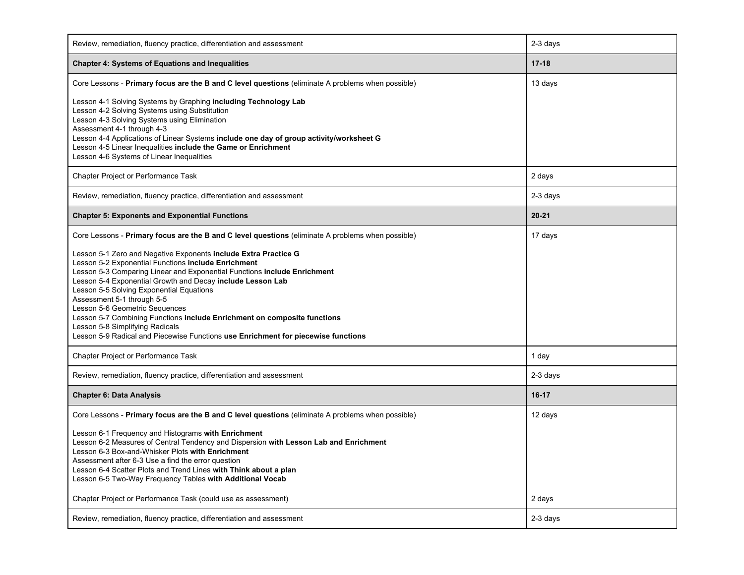| | |
|---|---|
| Review, remediation, fluency practice, differentiation and assessment | 2-3 days |
| **Chapter 4: Systems of Equations and Inequalities** | **17-18** |
| Core Lessons - **Primary focus are the B and C level questions** (eliminate A problems when possible)<br><br>Lesson 4-1 Solving Systems by Graphing **including Technology Lab**<br>Lesson 4-2 Solving Systems using Substitution<br>Lesson 4-3 Solving Systems using Elimination<br>Assessment 4-1 through 4-3<br>Lesson 4-4 Applications of Linear Systems **include one day of group activity/worksheet G**<br>Lesson 4-5 Linear Inequalities **include the Game or Enrichment**<br>Lesson 4-6 Systems of Linear Inequalities | 13 days |
| Chapter Project or Performance Task | 2 days |
| Review, remediation, fluency practice, differentiation and assessment | 2-3 days |
| **Chapter 5: Exponents and Exponential Functions** | **20-21** |
| Core Lessons - **Primary focus are the B and C level questions** (eliminate A problems when possible)<br><br>Lesson 5-1 Zero and Negative Exponents **include Extra Practice G**<br>Lesson 5-2 Exponential Functions **include Enrichment**<br>Lesson 5-3 Comparing Linear and Exponential Functions **include Enrichment**<br>Lesson 5-4 Exponential Growth and Decay **include Lesson Lab**<br>Lesson 5-5 Solving Exponential Equations<br>Assessment 5-1 through 5-5<br>Lesson 5-6 Geometric Sequences<br>Lesson 5-7 Combining Functions **include Enrichment on composite functions**<br>Lesson 5-8 Simplifying Radicals<br>Lesson 5-9 Radical and Piecewise Functions **use Enrichment for piecewise functions** | 17 days |
| Chapter Project or Performance Task | 1 day |
| Review, remediation, fluency practice, differentiation and assessment | 2-3 days |
| **Chapter 6: Data Analysis** | **16-17** |
| Core Lessons - **Primary focus are the B and C level questions** (eliminate A problems when possible)<br><br>Lesson 6-1 Frequency and Histograms **with Enrichment**<br>Lesson 6-2 Measures of Central Tendency and Dispersion **with Lesson Lab and Enrichment**<br>Lesson 6-3 Box-and-Whisker Plots **with Enrichment**<br>Assessment after 6-3 Use a find the error question<br>Lesson 6-4 Scatter Plots and Trend Lines **with Think about a plan**<br>Lesson 6-5 Two-Way Frequency Tables **with Additional Vocab** | 12 days |
| Chapter Project or Performance Task (could use as assessment) | 2 days |
| Review, remediation, fluency practice, differentiation and assessment | 2-3 days |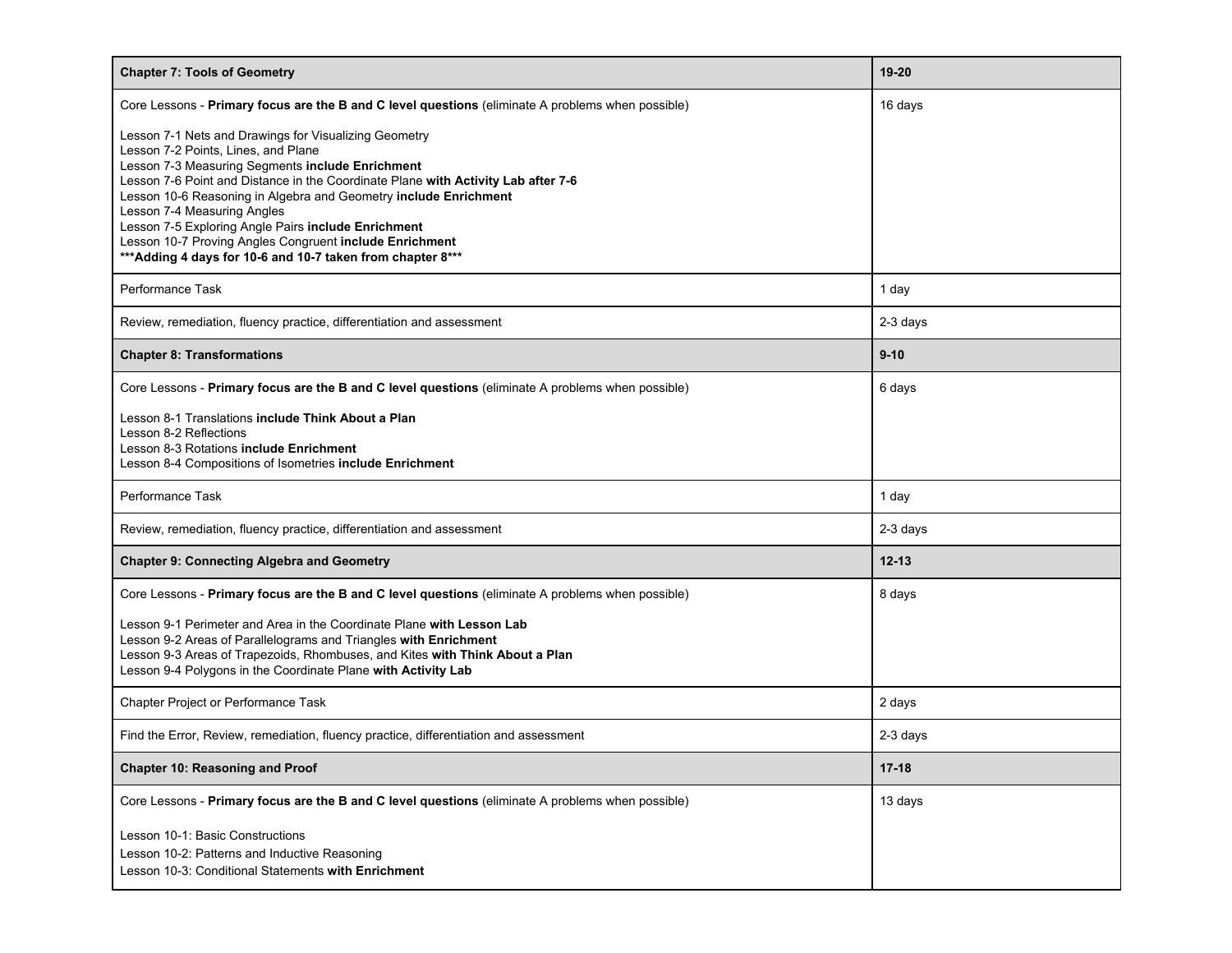| **Chapter 7: Tools of Geometry** | **19-20** |
|---|---|
| Core Lessons - **Primary focus are the B and C level questions** (eliminate A problems when possible)<br><br>Lesson 7-1 Nets and Drawings for Visualizing Geometry<br>Lesson 7-2 Points, Lines, and Plane<br>Lesson 7-3 Measuring Segments **include Enrichment**<br>Lesson 7-6 Point and Distance in the Coordinate Plane **with Activity Lab after 7-6**<br>Lesson 10-6 Reasoning in Algebra and Geometry **include Enrichment**<br>Lesson 7-4 Measuring Angles<br>Lesson 7-5 Exploring Angle Pairs **include Enrichment**<br>Lesson 10-7 Proving Angles Congruent **include Enrichment**<br>**\*\*\*Adding 4 days for 10-6 and 10-7 taken from chapter 8\*\*\*** | 16 days |
| Performance Task | 1 day |
| Review, remediation, fluency practice, differentiation and assessment | 2-3 days |
| **Chapter 8: Transformations** | **9-10** |
| Core Lessons - **Primary focus are the B and C level questions** (eliminate A problems when possible)<br><br>Lesson 8-1 Translations **include Think About a Plan**<br>Lesson 8-2 Reflections<br>Lesson 8-3 Rotations **include Enrichment**<br>Lesson 8-4 Compositions of Isometries **include Enrichment** | 6 days |
| Performance Task | 1 day |
| Review, remediation, fluency practice, differentiation and assessment | 2-3 days |
| **Chapter 9: Connecting Algebra and Geometry** | **12-13** |
| Core Lessons - **Primary focus are the B and C level questions** (eliminate A problems when possible)<br><br>Lesson 9-1 Perimeter and Area in the Coordinate Plane **with Lesson Lab**<br>Lesson 9-2 Areas of Parallelograms and Triangles **with Enrichment**<br>Lesson 9-3 Areas of Trapezoids, Rhombuses, and Kites **with Think About a Plan**<br>Lesson 9-4 Polygons in the Coordinate Plane **with Activity Lab** | 8 days |
| Chapter Project or Performance Task | 2 days |
| Find the Error, Review, remediation, fluency practice, differentiation and assessment | 2-3 days |
| **Chapter 10: Reasoning and Proof** | **17-18** |
| Core Lessons - **Primary focus are the B and C level questions** (eliminate A problems when possible)<br><br>Lesson 10-1: Basic Constructions<br>Lesson 10-2: Patterns and Inductive Reasoning<br>Lesson 10-3: Conditional Statements **with Enrichment** | 13 days |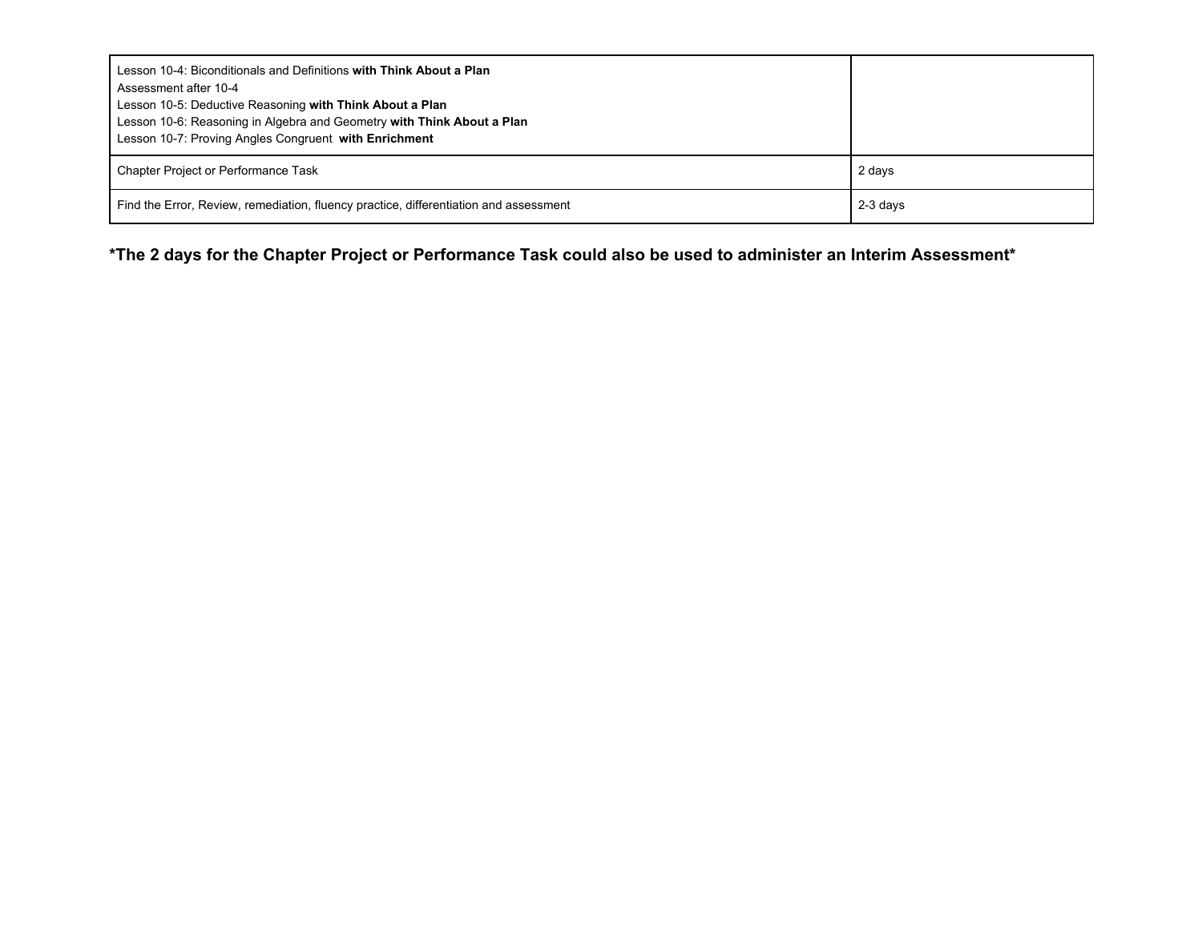| | |
|---|---|
| Lesson 10-4: Biconditionals and Definitions **with Think About a Plan**<br>Assessment after 10-4<br>Lesson 10-5: Deductive Reasoning **with Think About a Plan**<br>Lesson 10-6: Reasoning in Algebra and Geometry **with Think About a Plan**<br>Lesson 10-7: Proving Angles Congruent **with Enrichment** | |
| Chapter Project or Performance Task | 2 days |
| Find the Error, Review, remediation, fluency practice, differentiation and assessment | 2-3 days |

**\*The 2 days for the Chapter Project or Performance Task could also be used to administer an Interim Assessment\***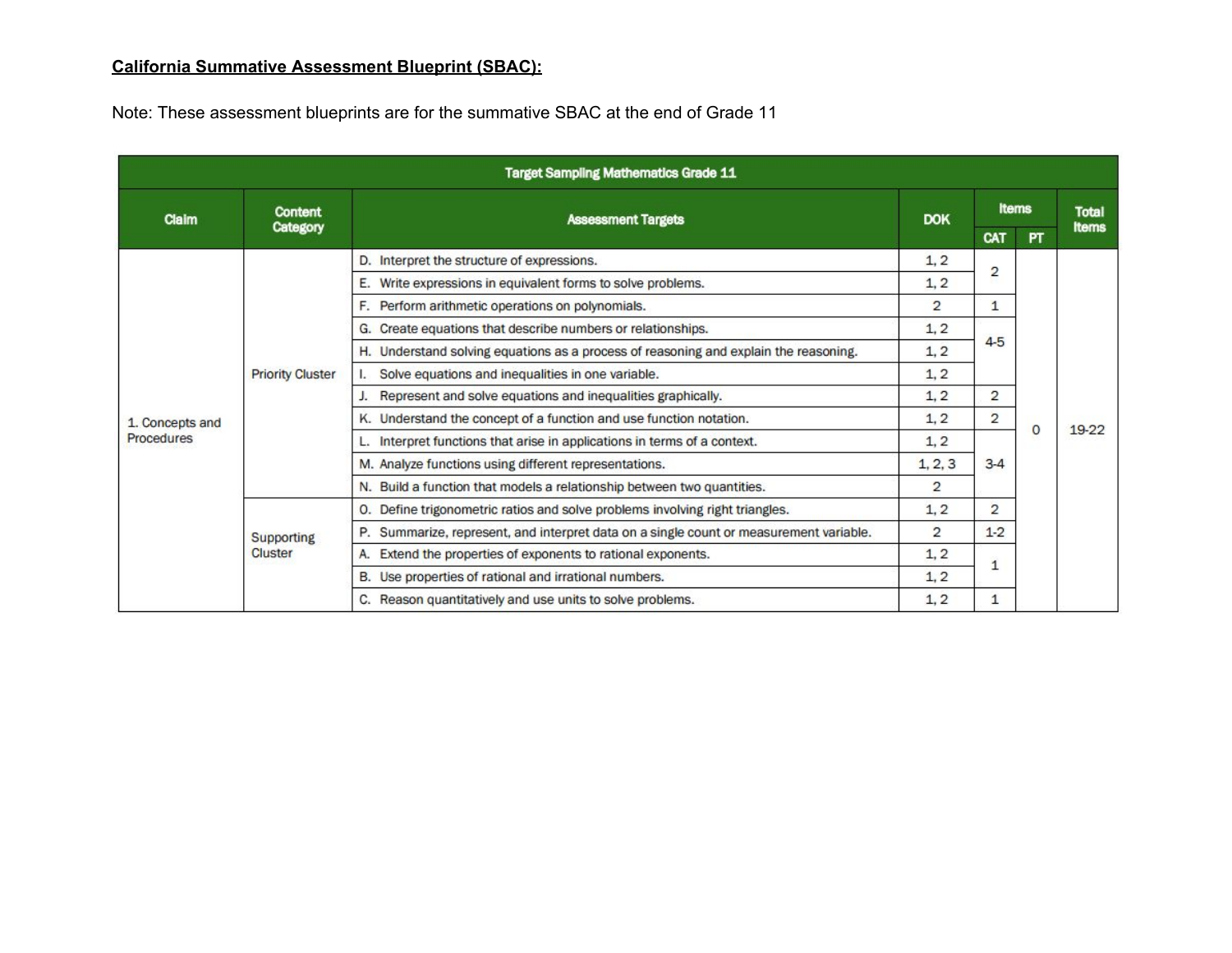**California Summative Assessment Blueprint (SBAC):**

Note: These assessment blueprints are for the summative SBAC at the end of Grade 11

| Target Sampling Mathematics Grade 11 | | | | | | |
|---|---|---|---|---|---|---|
| Claim | Content Category | Assessment Targets | DOK | Items | | Total Items |
| | | | | CAT | PT | |
| 1. Concepts and Procedures | Priority Cluster | D. Interpret the structure of expressions. | 1, 2 | 2 | 0 | 19-22 |
| | | E. Write expressions in equivalent forms to solve problems. | 1, 2 | | | |
| | | F. Perform arithmetic operations on polynomials. | 2 | 1 | | |
| | | G. Create equations that describe numbers or relationships. | 1, 2 | 4-5 | | |
| | | H. Understand solving equations as a process of reasoning and explain the reasoning. | 1, 2 | | | |
| | | I. Solve equations and inequalities in one variable. | 1, 2 | | | |
| | | J. Represent and solve equations and inequalities graphically. | 1, 2 | 2 | | |
| | | K. Understand the concept of a function and use function notation. | 1, 2 | 2 | | |
| | | L. Interpret functions that arise in applications in terms of a context. | 1, 2 | 3-4 | | |
| | | M. Analyze functions using different representations. | 1, 2, 3 | | | |
| | | N. Build a function that models a relationship between two quantities. | 2 | | | |
| | Supporting Cluster | O. Define trigonometric ratios and solve problems involving right triangles. | 1, 2 | 2 | | |
| | | P. Summarize, represent, and interpret data on a single count or measurement variable. | 2 | 1-2 | | |
| | | A. Extend the properties of exponents to rational exponents. | 1, 2 | 1 | | |
| | | B. Use properties of rational and irrational numbers. | 1, 2 | | | |
| | | C. Reason quantitatively and use units to solve problems. | 1, 2 | 1 | | |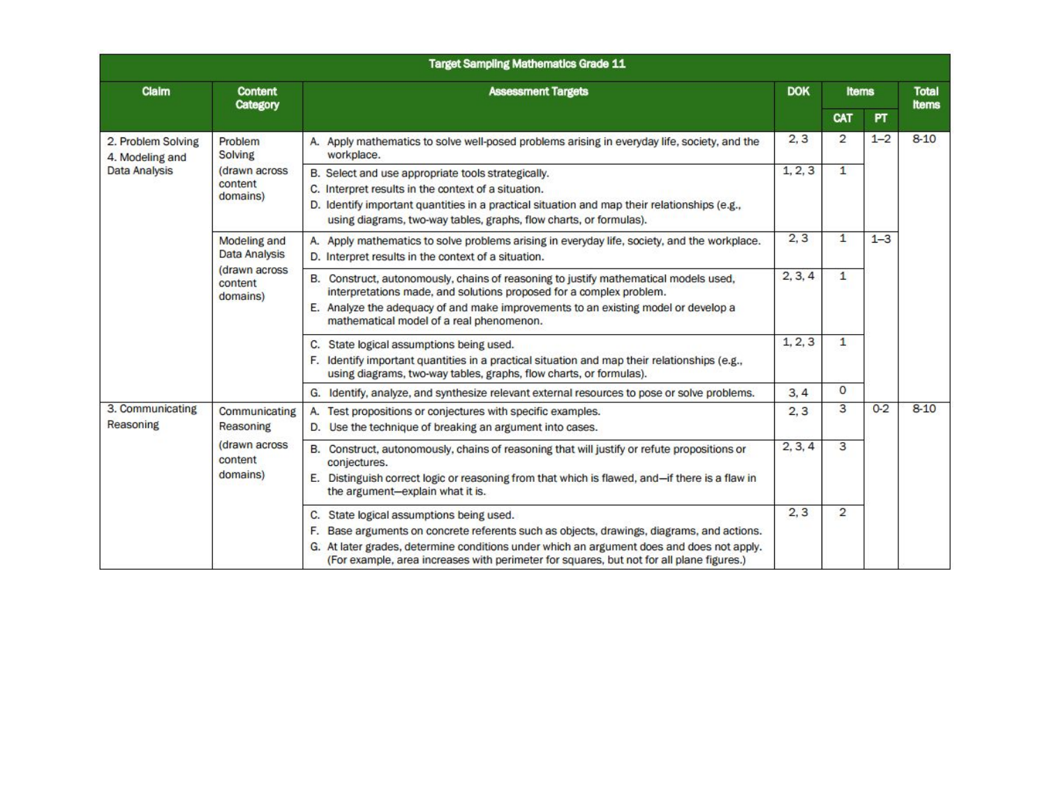| Target Sampling Mathematics Grade 11 | | | | | | |
|---|---|---|---|---|---|---|
| **Claim** | **Content Category** | **Assessment Targets** | **DOK** | **Items** | | **Total Items** |
| | | | | **CAT** | **PT** | |
| 2. Problem Solving<br>4. Modeling and Data Analysis | Problem Solving (drawn across content domains) | A. Apply mathematics to solve well-posed problems arising in everyday life, society, and the workplace. | 2, 3 | 2 | 1–2 | 8-10 |
| | | B. Select and use appropriate tools strategically.<br>C. Interpret results in the context of a situation.<br>D. Identify important quantities in a practical situation and map their relationships (e.g., using diagrams, two-way tables, graphs, flow charts, or formulas). | 1, 2, 3 | 1 | | |
| | Modeling and Data Analysis (drawn across content domains) | A. Apply mathematics to solve problems arising in everyday life, society, and the workplace.<br>D. Interpret results in the context of a situation. | 2, 3 | 1 | 1–3 | |
| | | B. Construct, autonomously, chains of reasoning to justify mathematical models used, interpretations made, and solutions proposed for a complex problem.<br>E. Analyze the adequacy of and make improvements to an existing model or develop a mathematical model of a real phenomenon. | 2, 3, 4 | 1 | | |
| | | C. State logical assumptions being used.<br>F. Identify important quantities in a practical situation and map their relationships (e.g., using diagrams, two-way tables, graphs, flow charts, or formulas). | 1, 2, 3 | 1 | | |
| | | G. Identify, analyze, and synthesize relevant external resources to pose or solve problems. | 3, 4 | 0 | | |
| 3. Communicating Reasoning | Communicating Reasoning (drawn across content domains) | A. Test propositions or conjectures with specific examples.<br>D. Use the technique of breaking an argument into cases. | 2, 3 | 3 | 0-2 | 8-10 |
| | | B. Construct, autonomously, chains of reasoning that will justify or refute propositions or conjectures.<br>E. Distinguish correct logic or reasoning from that which is flawed, and—if there is a flaw in the argument—explain what it is. | 2, 3, 4 | 3 | | |
| | | C. State logical assumptions being used.<br>F. Base arguments on concrete referents such as objects, drawings, diagrams, and actions.<br>G. At later grades, determine conditions under which an argument does and does not apply. (For example, area increases with perimeter for squares, but not for all plane figures.) | 2, 3 | 2 | | |